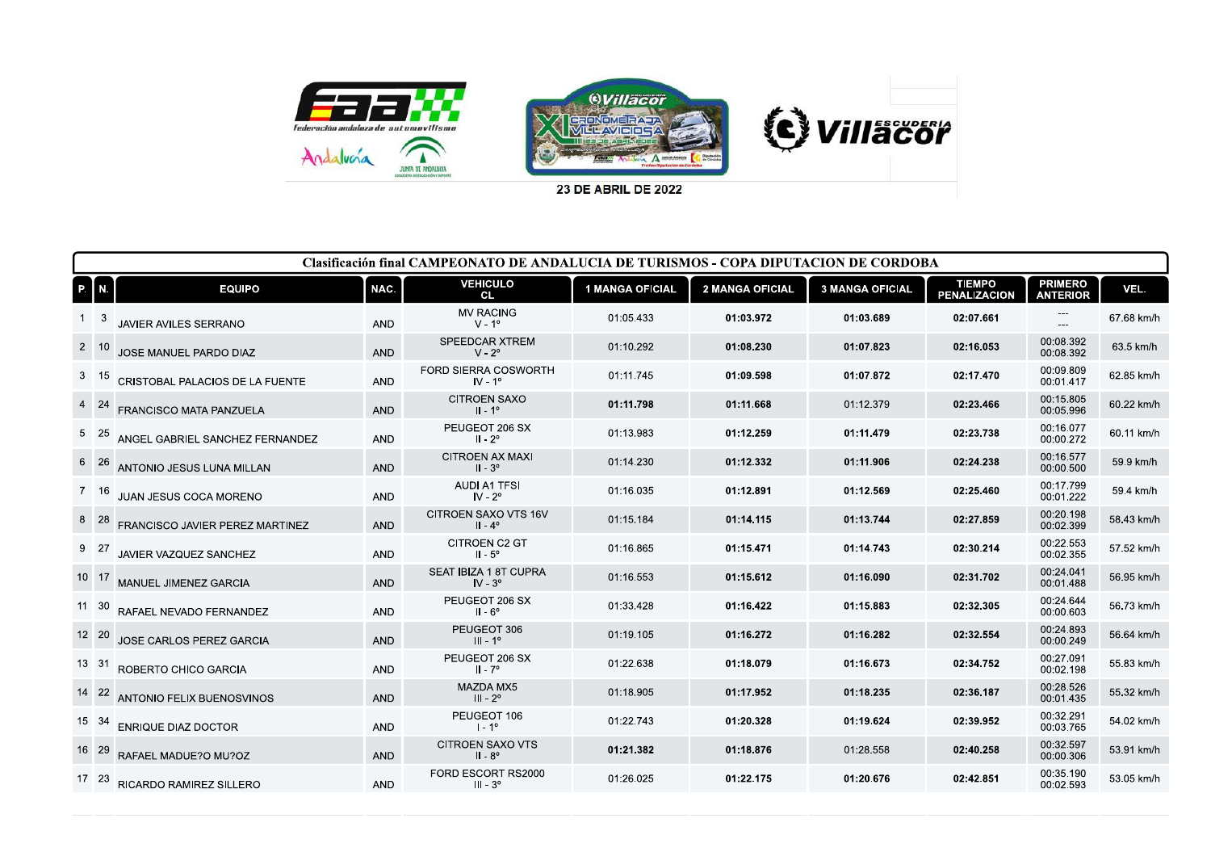23 DE ABRIL DE 2022

## Clasificación final CAMPEONATO DE ANDALUCIA DE TURISMOS - COPA DIPUTACION DE CORDOBA

| P. | N. | EQUIPO | NAC. | VEHICULO CL | 1 MANGA OFICIAL | 2 MANGA OFICIAL | 3 MANGA OFICIAL | TIEMPO PENALIZACION | PRIMERO ANTERIOR | VEL. |
|---|---|---|---|---|---|---|---|---|---|---|
| 1 | 3 | JAVIER AVILES SERRANO | AND | MV RACING V - 1º | 01:05.433 | **01:03.972** | **01:03.689** | **02:07.661** | --- --- | 67.68 km/h |
| 2 | 10 | JOSE MANUEL PARDO DIAZ | AND | SPEEDCAR XTREM V - 2º | 01:10.292 | **01:08.230** | **01:07.823** | **02:16.053** | 00:08.392 00:08.392 | 63.5 km/h |
| 3 | 15 | CRISTOBAL PALACIOS DE LA FUENTE | AND | FORD SIERRA COSWORTH IV - 1º | 01:11.745 | **01:09.598** | **01:07.872** | **02:17.470** | 00:09.809 00:01.417 | 62.85 km/h |
| 4 | 24 | FRANCISCO MATA PANZUELA | AND | CITROEN SAXO II - 1º | **01:11.798** | **01:11.668** | 01:12.379 | **02:23.466** | 00:15.805 00:05.996 | 60.22 km/h |
| 5 | 25 | ANGEL GABRIEL SANCHEZ FERNANDEZ | AND | PEUGEOT 206 SX II - 2º | 01:13.983 | **01:12.259** | **01:11.479** | **02:23.738** | 00:16.077 00:00.272 | 60.11 km/h |
| 6 | 26 | ANTONIO JESUS LUNA MILLAN | AND | CITROEN AX MAXI II - 3º | 01:14.230 | **01:12.332** | **01:11.906** | **02:24.238** | 00:16.577 00:00.500 | 59.9 km/h |
| 7 | 16 | JUAN JESUS COCA MORENO | AND | AUDI A1 TFSI IV - 2º | 01:16.035 | **01:12.891** | **01:12.569** | **02:25.460** | 00:17.799 00:01.222 | 59.4 km/h |
| 8 | 28 | FRANCISCO JAVIER PEREZ MARTINEZ | AND | CITROEN SAXO VTS 16V II - 4º | 01:15.184 | **01:14.115** | **01:13.744** | **02:27.859** | 00:20.198 00:02.399 | 58.43 km/h |
| 9 | 27 | JAVIER VAZQUEZ SANCHEZ | AND | CITROEN C2 GT II - 5º | 01:16.865 | **01:15.471** | **01:14.743** | **02:30.214** | 00:22.553 00:02.355 | 57.52 km/h |
| 10 | 17 | MANUEL JIMENEZ GARCIA | AND | SEAT IBIZA 1 8T CUPRA IV - 3º | 01:16.553 | **01:15.612** | **01:16.090** | **02:31.702** | 00:24.041 00:01.488 | 56.95 km/h |
| 11 | 30 | RAFAEL NEVADO FERNANDEZ | AND | PEUGEOT 206 SX II - 6º | 01:33.428 | **01:16.422** | **01:15.883** | **02:32.305** | 00:24.644 00:00.603 | 56.73 km/h |
| 12 | 20 | JOSE CARLOS PEREZ GARCIA | AND | PEUGEOT 306 III - 1º | 01:19.105 | **01:16.272** | **01:16.282** | **02:32.554** | 00:24.893 00:00.249 | 56.64 km/h |
| 13 | 31 | ROBERTO CHICO GARCIA | AND | PEUGEOT 206 SX II - 7º | 01:22.638 | **01:18.079** | **01:16.673** | **02:34.752** | 00:27.091 00:02.198 | 55.83 km/h |
| 14 | 22 | ANTONIO FELIX BUENOSVINOS | AND | MAZDA MX5 III - 2º | 01:18.905 | **01:17.952** | **01:18.235** | **02:36.187** | 00:28.526 00:01.435 | 55.32 km/h |
| 15 | 34 | ENRIQUE DIAZ DOCTOR | AND | PEUGEOT 106 I - 1º | 01:22.743 | **01:20.328** | **01:19.624** | **02:39.952** | 00:32.291 00:03.765 | 54.02 km/h |
| 16 | 29 | RAFAEL MADUE?O MU?OZ | AND | CITROEN SAXO VTS II - 8º | **01:21.382** | **01:18.876** | 01:28.558 | **02:40.258** | 00:32.597 00:00.306 | 53.91 km/h |
| 17 | 23 | RICARDO RAMIREZ SILLERO | AND | FORD ESCORT RS2000 III - 3º | 01:26.025 | **01:22.175** | **01:20.676** | **02:42.851** | 00:35.190 00:02.593 | 53.05 km/h |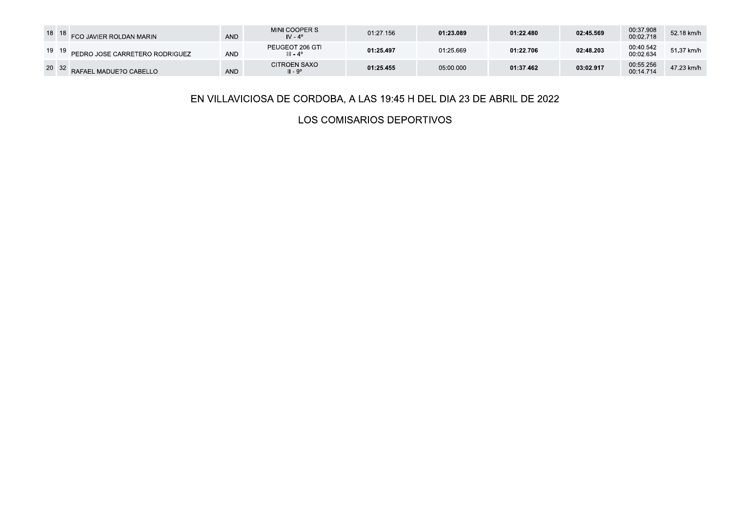| | | | | | | | | | | |
|---|---|---|---|---|---|---|---|---|---|---|
| 18 | 18 | FCO JAVIER ROLDAN MARIN | AND | MINI COOPER S<br>IV - 4º | 01:27.156 | **01:23.089** | **01:22.480** | **02:45.569** | 00:37.908<br>00:02.718 | 52.18 km/h |
| 19 | 19 | PEDRO JOSE CARRETERO RODRIGUEZ | AND | PEUGEOT 206 GTI<br>III - 4º | **01:25.497** | 01:25.669 | **01:22.706** | **02:48.203** | 00:40.542<br>00:02.634 | 51.37 km/h |
| 20 | 32 | RAFAEL MADUE?O CABELLO | AND | CITROEN SAXO<br>II - 9º | **01:25.455** | 05:00.000 | **01:37.462** | **03:02.917** | 00:55.256<br>00:14.714 | 47.23 km/h |

EN VILLAVICIOSA DE CORDOBA, A LAS 19:45 H DEL DIA 23 DE ABRIL DE 2022

LOS COMISARIOS DEPORTIVOS